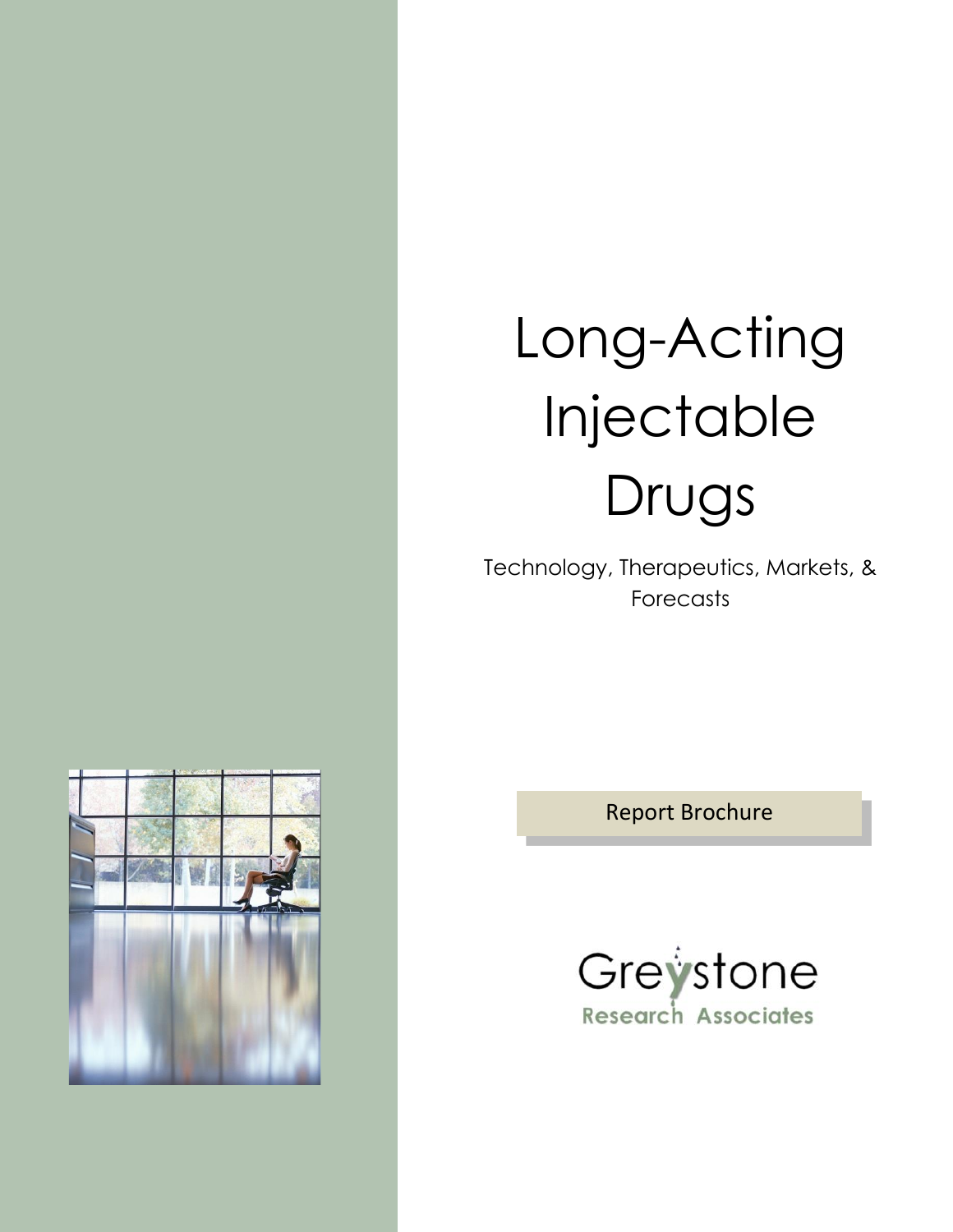# Long-Acting Injectable Drugs

Technology, Therapeutics, Markets, & Forecasts

Report Brochure

Greystone
Research Associates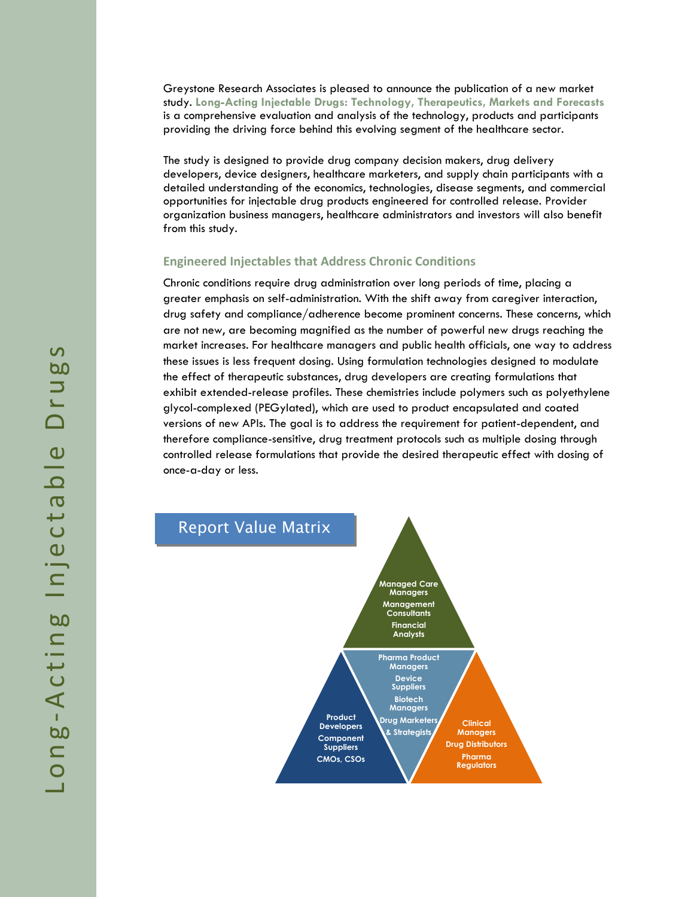Greystone Research Associates is pleased to announce the publication of a new market study. **Long-Acting Injectable Drugs: Technology, Therapeutics, Markets and Forecasts** is a comprehensive evaluation and analysis of the technology, products and participants providing the driving force behind this evolving segment of the healthcare sector.

The study is designed to provide drug company decision makers, drug delivery developers, device designers, healthcare marketers, and supply chain participants with a detailed understanding of the economics, technologies, disease segments, and commercial opportunities for injectable drug products engineered for controlled release. Provider organization business managers, healthcare administrators and investors will also benefit from this study.

## Engineered Injectables that Address Chronic Conditions

Chronic conditions require drug administration over long periods of time, placing a greater emphasis on self-administration. With the shift away from caregiver interaction, drug safety and compliance/adherence become prominent concerns. These concerns, which are not new, are becoming magnified as the number of powerful new drugs reaching the market increases. For healthcare managers and public health officials, one way to address these issues is less frequent dosing. Using formulation technologies designed to modulate the effect of therapeutic substances, drug developers are creating formulations that exhibit extended-release profiles. These chemistries include polymers such as polyethylene glycol-complexed (PEGylated), which are used to product encapsulated and coated versions of new APIs. The goal is to address the requirement for patient-dependent, and therefore compliance-sensitive, drug treatment protocols such as multiple dosing through controlled release formulations that provide the desired therapeutic effect with dosing of once-a-day or less.

## Report Value Matrix

- Managed Care Managers
- Management Consultants
- Financial Analysts
- Pharma Product Managers
- Device Suppliers
- Biotech Managers
- Drug Marketers & Strategists
- Product Developers
- Component Suppliers
- CMOs, CSOs
- Clinical Managers
- Drug Distributors
- Pharma Regulators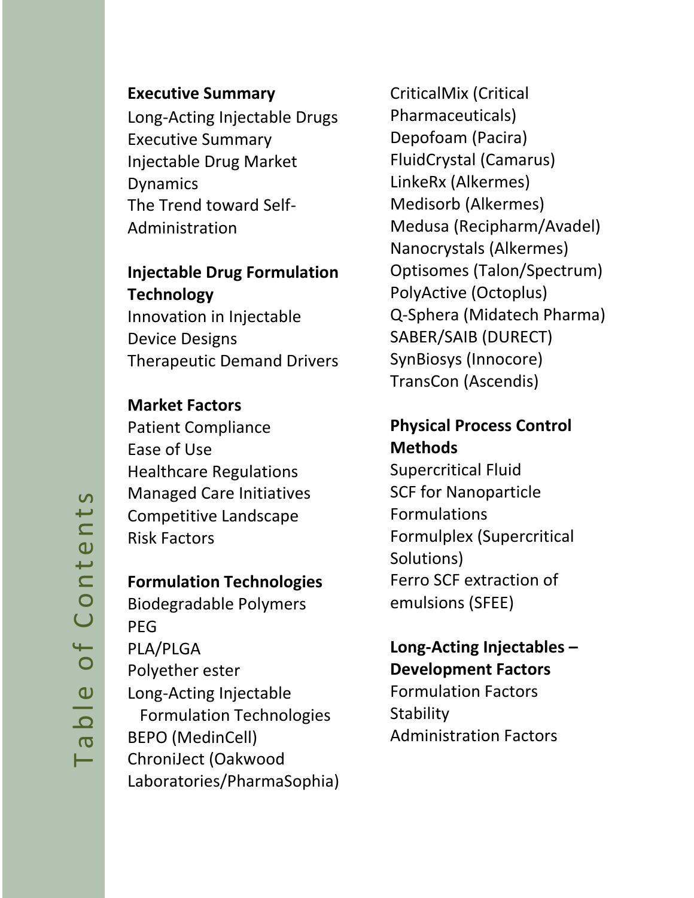# Table of Contents

**Executive Summary**

Long-Acting Injectable Drugs Executive Summary
Injectable Drug Market Dynamics
The Trend toward Self-Administration

**Injectable Drug Formulation Technology**

Innovation in Injectable Device Designs
Therapeutic Demand Drivers

**Market Factors**

Patient Compliance
Ease of Use
Healthcare Regulations
Managed Care Initiatives
Competitive Landscape
Risk Factors

**Formulation Technologies**

Biodegradable Polymers
PEG
PLA/PLGA
Polyether ester
Long-Acting Injectable Formulation Technologies
BEPO (MedinCell)
ChroniJect (Oakwood Laboratories/PharmaSophia)
CriticalMix (Critical Pharmaceuticals)
Depofoam (Pacira)
FluidCrystal (Camarus)
LinkeRx (Alkermes)
Medisorb (Alkermes)
Medusa (Recipharm/Avadel)
Nanocrystals (Alkermes)
Optisomes (Talon/Spectrum)
PolyActive (Octoplus)
Q-Sphera (Midatech Pharma)
SABER/SAIB (DURECT)
SynBiosys (Innocore)
TransCon (Ascendis)

**Physical Process Control Methods**

Supercritical Fluid
SCF for Nanoparticle Formulations
Formulplex (Supercritical Solutions)
Ferro SCF extraction of emulsions (SFEE)

**Long-Acting Injectables – Development Factors**

Formulation Factors
Stability
Administration Factors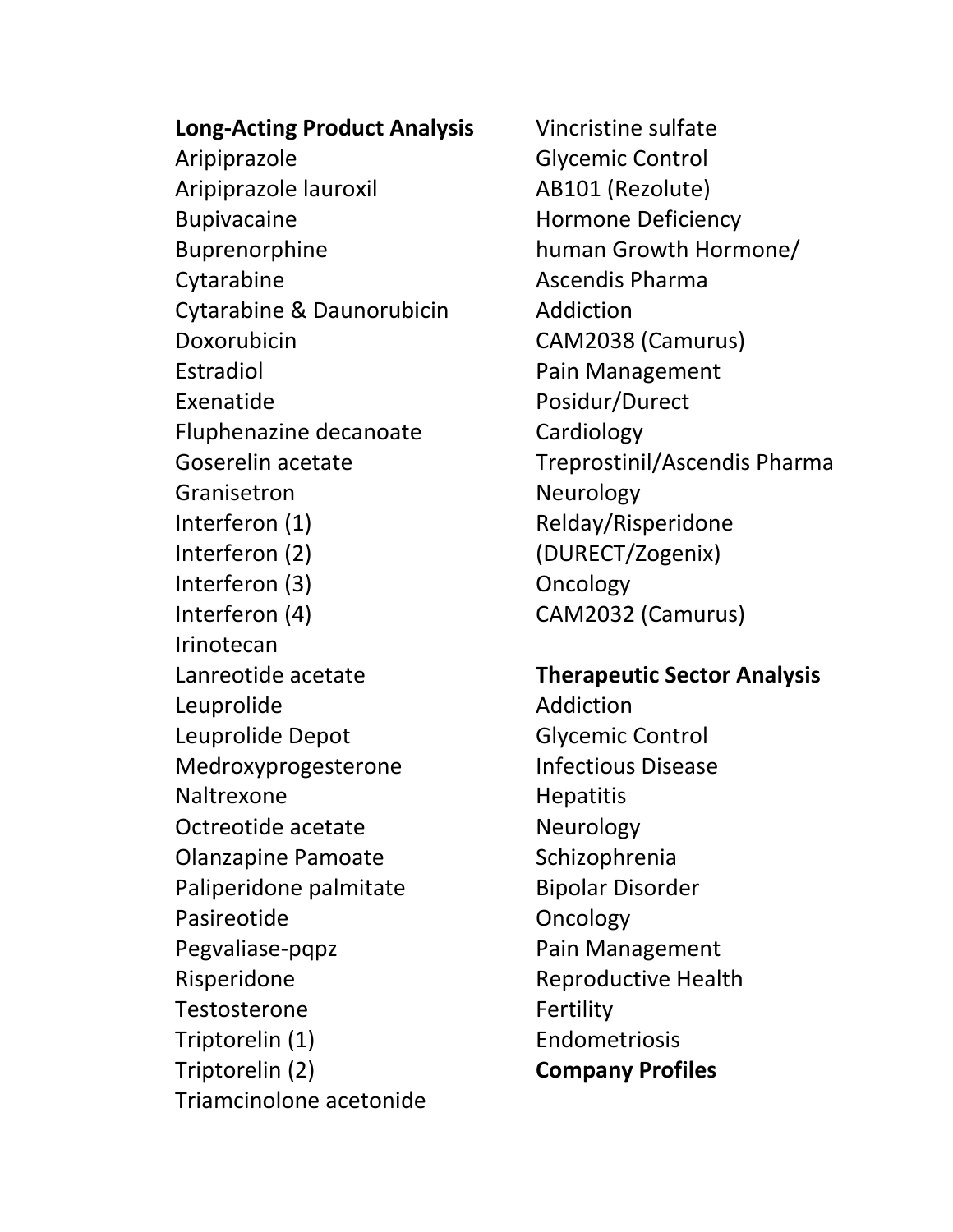**Long-Acting Product Analysis**

Aripiprazole
Aripiprazole lauroxil
Bupivacaine
Buprenorphine
Cytarabine
Cytarabine & Daunorubicin
Doxorubicin
Estradiol
Exenatide
Fluphenazine decanoate
Goserelin acetate
Granisetron
Interferon (1)
Interferon (2)
Interferon (3)
Interferon (4)
Irinotecan
Lanreotide acetate
Leuprolide
Leuprolide Depot
Medroxyprogesterone
Naltrexone
Octreotide acetate
Olanzapine Pamoate
Paliperidone palmitate
Pasireotide
Pegvaliase-pqpz
Risperidone
Testosterone
Triptorelin (1)
Triptorelin (2)
Triamcinolone acetonide
Vincristine sulfate
Glycemic Control
AB101 (Rezolute)
Hormone Deficiency
human Growth Hormone/
Ascendis Pharma
Addiction
CAM2038 (Camurus)
Pain Management
Posidur/Durect
Cardiology
Treprostinil/Ascendis Pharma
Neurology
Relday/Risperidone
(DURECT/Zogenix)
Oncology
CAM2032 (Camurus)

**Therapeutic Sector Analysis**

Addiction
Glycemic Control
Infectious Disease
Hepatitis
Neurology
Schizophrenia
Bipolar Disorder
Oncology
Pain Management
Reproductive Health
Fertility
Endometriosis

**Company Profiles**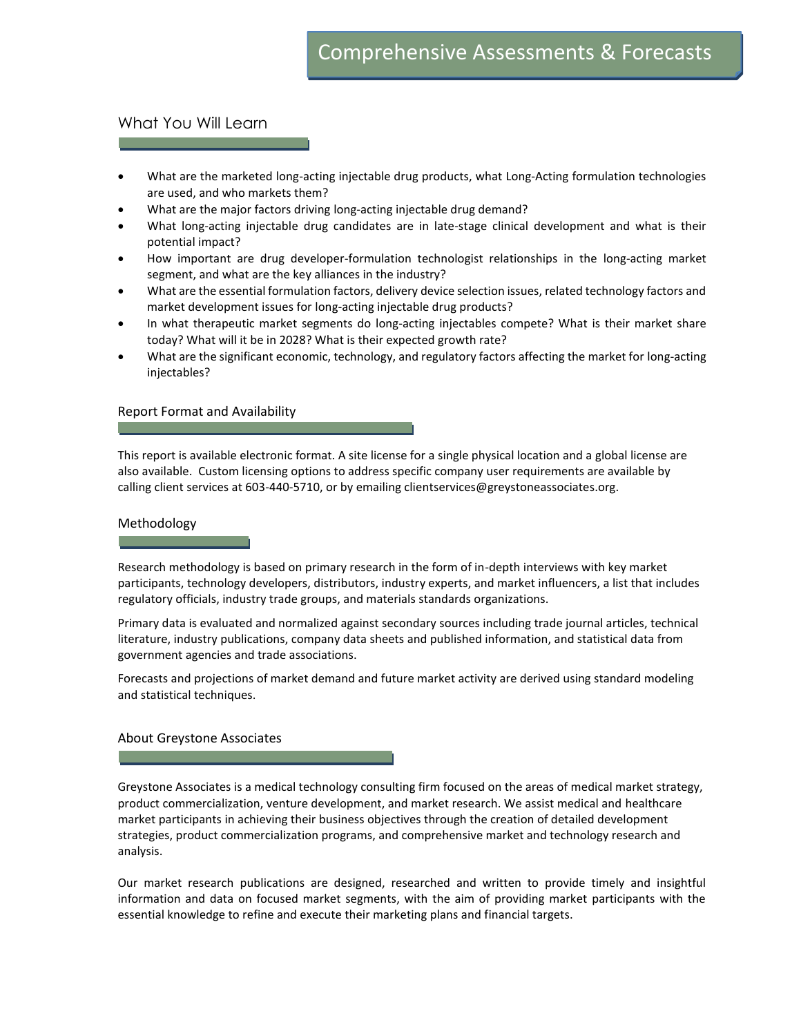# Comprehensive Assessments & Forecasts

## What You Will Learn

- What are the marketed long-acting injectable drug products, what Long-Acting formulation technologies are used, and who markets them?
- What are the major factors driving long-acting injectable drug demand?
- What long-acting injectable drug candidates are in late-stage clinical development and what is their potential impact?
- How important are drug developer-formulation technologist relationships in the long-acting market segment, and what are the key alliances in the industry?
- What are the essential formulation factors, delivery device selection issues, related technology factors and market development issues for long-acting injectable drug products?
- In what therapeutic market segments do long-acting injectables compete? What is their market share today? What will it be in 2028? What is their expected growth rate?
- What are the significant economic, technology, and regulatory factors affecting the market for long-acting injectables?

## Report Format and Availability

This report is available electronic format. A site license for a single physical location and a global license are also available. Custom licensing options to address specific company user requirements are available by calling client services at 603-440-5710, or by emailing clientservices@greystoneassociates.org.

## Methodology

Research methodology is based on primary research in the form of in-depth interviews with key market participants, technology developers, distributors, industry experts, and market influencers, a list that includes regulatory officials, industry trade groups, and materials standards organizations.

Primary data is evaluated and normalized against secondary sources including trade journal articles, technical literature, industry publications, company data sheets and published information, and statistical data from government agencies and trade associations.

Forecasts and projections of market demand and future market activity are derived using standard modeling and statistical techniques.

## About Greystone Associates

Greystone Associates is a medical technology consulting firm focused on the areas of medical market strategy, product commercialization, venture development, and market research. We assist medical and healthcare market participants in achieving their business objectives through the creation of detailed development strategies, product commercialization programs, and comprehensive market and technology research and analysis.

Our market research publications are designed, researched and written to provide timely and insightful information and data on focused market segments, with the aim of providing market participants with the essential knowledge to refine and execute their marketing plans and financial targets.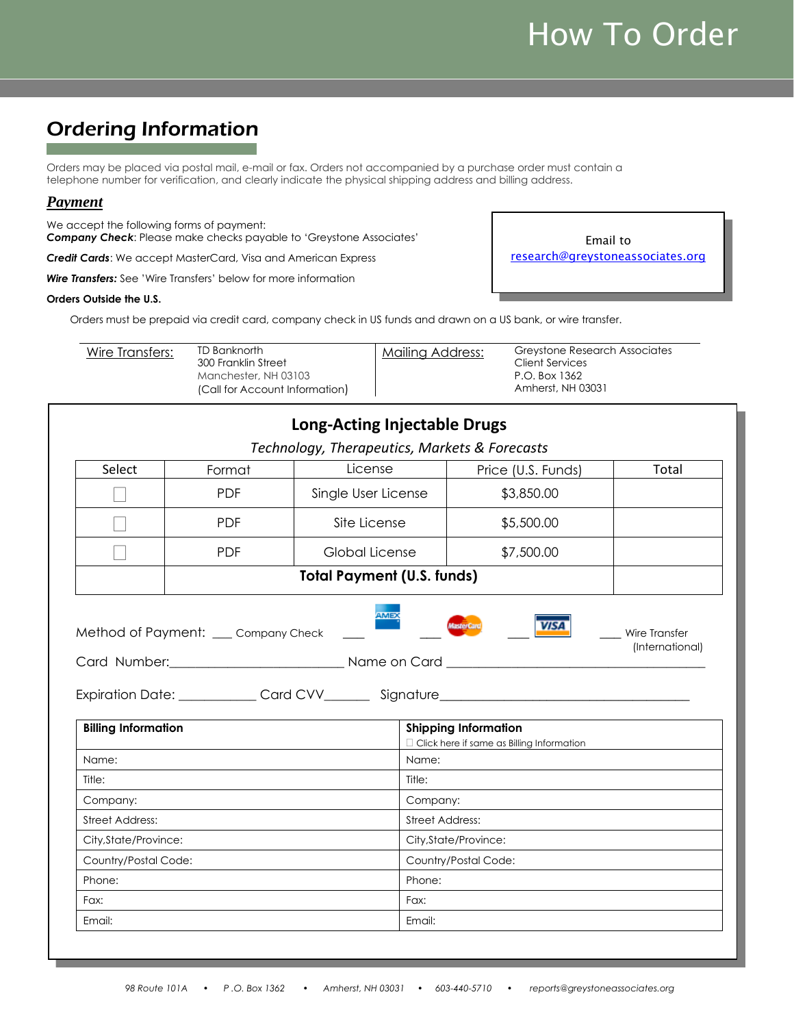# How To Order

## Ordering Information

Orders may be placed via postal mail, e-mail or fax. Orders not accompanied by a purchase order must contain a telephone number for verification, and clearly indicate the physical shipping address and billing address.

### *Payment*

We accept the following forms of payment:
***Company Check***: Please make checks payable to 'Greystone Associates'

***Credit Cards***: We accept MasterCard, Visa and American Express

***Wire Transfers:*** See 'Wire Transfers' below for more information

**Orders Outside the U.S.**

Orders must be prepaid via credit card, company check in US funds and drawn on a US bank, or wire transfer.

Email to
research@greystoneassociates.org

Wire Transfers:
TD Banknorth
300 Franklin Street
Manchester, NH 03103
(Call for Account Information)

Mailing Address:
Greystone Research Associates
Client Services
P.O. Box 1362
Amherst, NH 03031

## Long-Acting Injectable Drugs

*Technology, Therapeutics, Markets & Forecasts*

| Select | Format | License | Price (U.S. Funds) | Total |
|---|---|---|---|---|
| ☐ | PDF | Single User License | $3,850.00 | |
| ☐ | PDF | Site License | $5,500.00 | |
| ☐ | PDF | Global License | $7,500.00 | |
| | **Total Payment (U.S. funds)** | | | |

Method of Payment: ___ Company Check ___ AMEX ___ MasterCard ___ VISA ___ Wire Transfer (International)

Card Number:_________________________ Name on Card ______________________________________

Expiration Date: ___________ Card CVV______ Signature____________________________________

| **Billing Information** | **Shipping Information** ☐ Click here if same as Billing Information |
|---|---|
| Name: | Name: |
| Title: | Title: |
| Company: | Company: |
| Street Address: | Street Address: |
| City,State/Province: | City,State/Province: |
| Country/Postal Code: | Country/Postal Code: |
| Phone: | Phone: |
| Fax: | Fax: |
| Email: | Email: |

*98 Route 101A • P .O. Box 1362 • Amherst, NH 03031 • 603-440-5710 • reports@greystoneassociates.org*